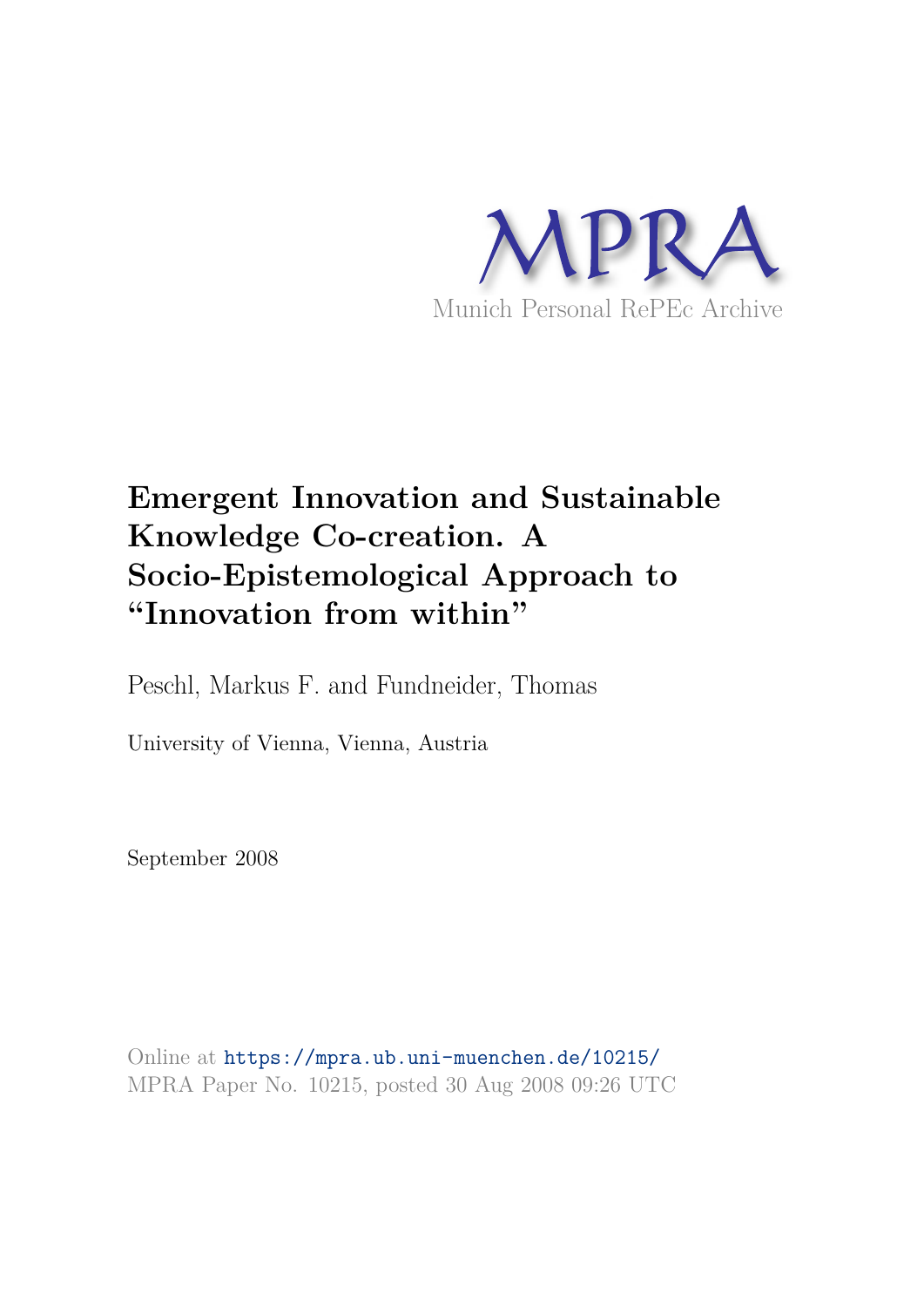MPRA

Munich Personal RePEc Archive

# Emergent Innovation and Sustainable Knowledge Co-creation. A Socio-Epistemological Approach to "Innovation from within"

Peschl, Markus F. and Fundneider, Thomas

University of Vienna, Vienna, Austria

September 2008

Online at https://mpra.ub.uni-muenchen.de/10215/
MPRA Paper No. 10215, posted 30 Aug 2008 09:26 UTC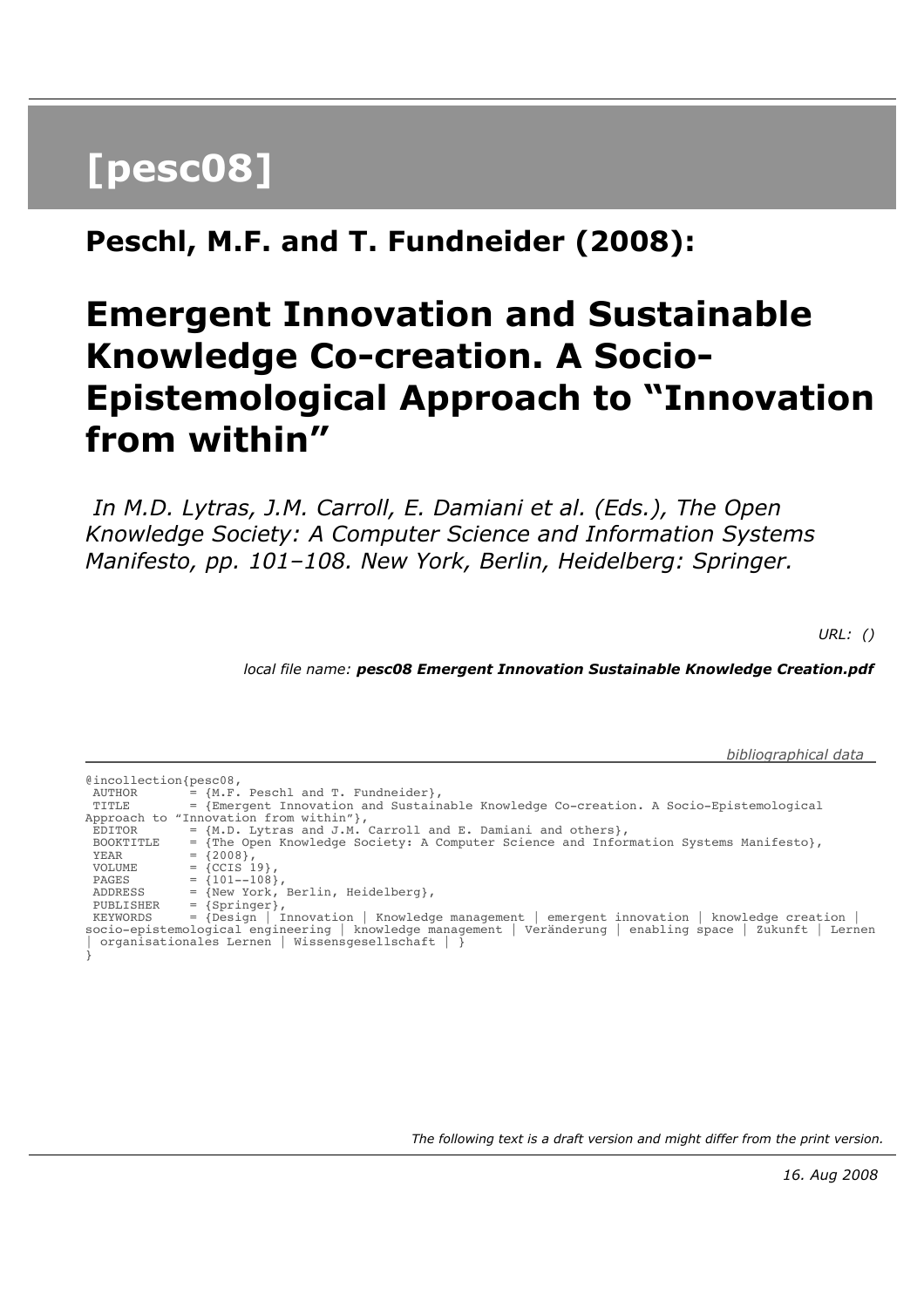# [pesc08]

## Peschl, M.F. and T. Fundneider (2008):

# Emergent Innovation and Sustainable Knowledge Co-creation. A Socio-Epistemological Approach to "Innovation from within"

*In M.D. Lytras, J.M. Carroll, E. Damiani et al. (Eds.), The Open Knowledge Society: A Computer Science and Information Systems Manifesto, pp. 101–108. New York, Berlin, Heidelberg: Springer.*

*URL: ()*

*local file name:* ***pesc08 Emergent Innovation Sustainable Knowledge Creation.pdf***

*bibliographical data*

```
@incollection{pesc08,
 AUTHOR      = {M.F. Peschl and T. Fundneider},
 TITLE       = {Emergent Innovation and Sustainable Knowledge Co-creation. A Socio-Epistemological
Approach to "Innovation from within"},
 EDITOR      = {M.D. Lytras and J.M. Carroll and E. Damiani and others},
 BOOKTITLE   = {The Open Knowledge Society: A Computer Science and Information Systems Manifesto},
 YEAR        = {2008},
 VOLUME      = {CCIS 19},
 PAGES       = {101--108},
 ADDRESS     = {New York, Berlin, Heidelberg},
 PUBLISHER   = {Springer},
 KEYWORDS    = {Design | Innovation | Knowledge management | emergent innovation | knowledge creation |
socio-epistemological engineering | knowledge management | Veränderung | enabling space | Zukunft | Lernen
| organisationales Lernen | Wissensgesellschaft | }
}
```

*The following text is a draft version and might differ from the print version.*

*16. Aug 2008*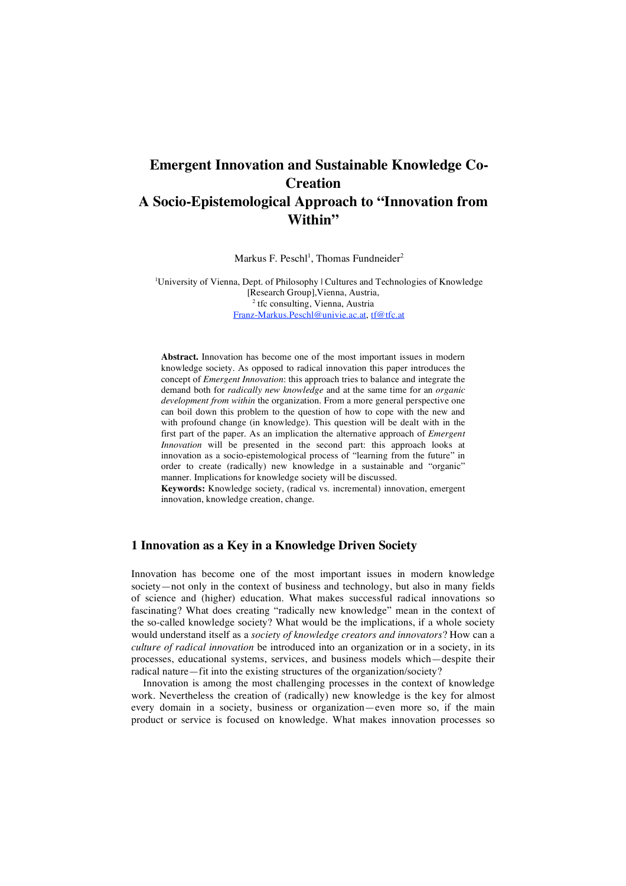# Emergent Innovation and Sustainable Knowledge Co-Creation
# A Socio-Epistemological Approach to "Innovation from Within"

Markus F. Peschl[1], Thomas Fundneider[2]

[1]University of Vienna, Dept. of Philosophy | Cultures and Technologies of Knowledge [Research Group],Vienna, Austria,
[2] tfc consulting, Vienna, Austria
Franz-Markus.Peschl@univie.ac.at, tf@tfc.at

**Abstract.** Innovation has become one of the most important issues in modern knowledge society. As opposed to radical innovation this paper introduces the concept of *Emergent Innovation*: this approach tries to balance and integrate the demand both for *radically new knowledge* and at the same time for an *organic development from within* the organization. From a more general perspective one can boil down this problem to the question of how to cope with the new and with profound change (in knowledge). This question will be dealt with in the first part of the paper. As an implication the alternative approach of *Emergent Innovation* will be presented in the second part: this approach looks at innovation as a socio-epistemological process of "learning from the future" in order to create (radically) new knowledge in a sustainable and "organic" manner. Implications for knowledge society will be discussed.

**Keywords:** Knowledge society, (radical vs. incremental) innovation, emergent innovation, knowledge creation, change.

## 1 Innovation as a Key in a Knowledge Driven Society

Innovation has become one of the most important issues in modern knowledge society—not only in the context of business and technology, but also in many fields of science and (higher) education. What makes successful radical innovations so fascinating? What does creating "radically new knowledge" mean in the context of the so-called knowledge society? What would be the implications, if a whole society would understand itself as a *society of knowledge creators and innovators*? How can a *culture of radical innovation* be introduced into an organization or in a society, in its processes, educational systems, services, and business models which—despite their radical nature—fit into the existing structures of the organization/society?

Innovation is among the most challenging processes in the context of knowledge work. Nevertheless the creation of (radically) new knowledge is the key for almost every domain in a society, business or organization—even more so, if the main product or service is focused on knowledge. What makes innovation processes so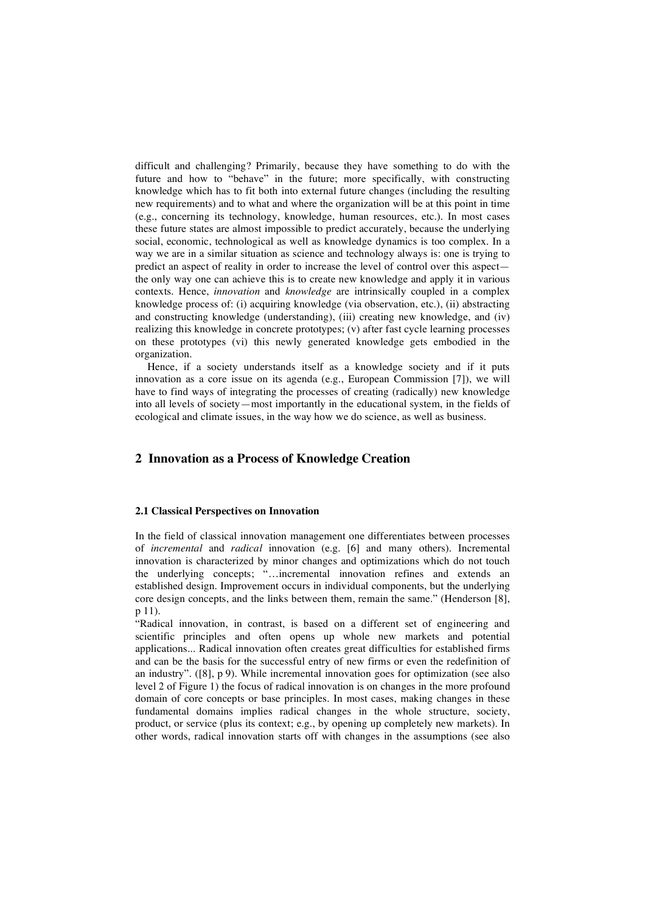difficult and challenging? Primarily, because they have something to do with the future and how to "behave" in the future; more specifically, with constructing knowledge which has to fit both into external future changes (including the resulting new requirements) and to what and where the organization will be at this point in time (e.g., concerning its technology, knowledge, human resources, etc.). In most cases these future states are almost impossible to predict accurately, because the underlying social, economic, technological as well as knowledge dynamics is too complex. In a way we are in a similar situation as science and technology always is: one is trying to predict an aspect of reality in order to increase the level of control over this aspect—the only way one can achieve this is to create new knowledge and apply it in various contexts. Hence, *innovation* and *knowledge* are intrinsically coupled in a complex knowledge process of: (i) acquiring knowledge (via observation, etc.), (ii) abstracting and constructing knowledge (understanding), (iii) creating new knowledge, and (iv) realizing this knowledge in concrete prototypes; (v) after fast cycle learning processes on these prototypes (vi) this newly generated knowledge gets embodied in the organization.

Hence, if a society understands itself as a knowledge society and if it puts innovation as a core issue on its agenda (e.g., European Commission [7]), we will have to find ways of integrating the processes of creating (radically) new knowledge into all levels of society—most importantly in the educational system, in the fields of ecological and climate issues, in the way how we do science, as well as business.

## 2 Innovation as a Process of Knowledge Creation

### 2.1 Classical Perspectives on Innovation

In the field of classical innovation management one differentiates between processes of *incremental* and *radical* innovation (e.g. [6] and many others). Incremental innovation is characterized by minor changes and optimizations which do not touch the underlying concepts; "…incremental innovation refines and extends an established design. Improvement occurs in individual components, but the underlying core design concepts, and the links between them, remain the same." (Henderson [8], p 11).

"Radical innovation, in contrast, is based on a different set of engineering and scientific principles and often opens up whole new markets and potential applications... Radical innovation often creates great difficulties for established firms and can be the basis for the successful entry of new firms or even the redefinition of an industry". ([8], p 9). While incremental innovation goes for optimization (see also level 2 of Figure 1) the focus of radical innovation is on changes in the more profound domain of core concepts or base principles. In most cases, making changes in these fundamental domains implies radical changes in the whole structure, society, product, or service (plus its context; e.g., by opening up completely new markets). In other words, radical innovation starts off with changes in the assumptions (see also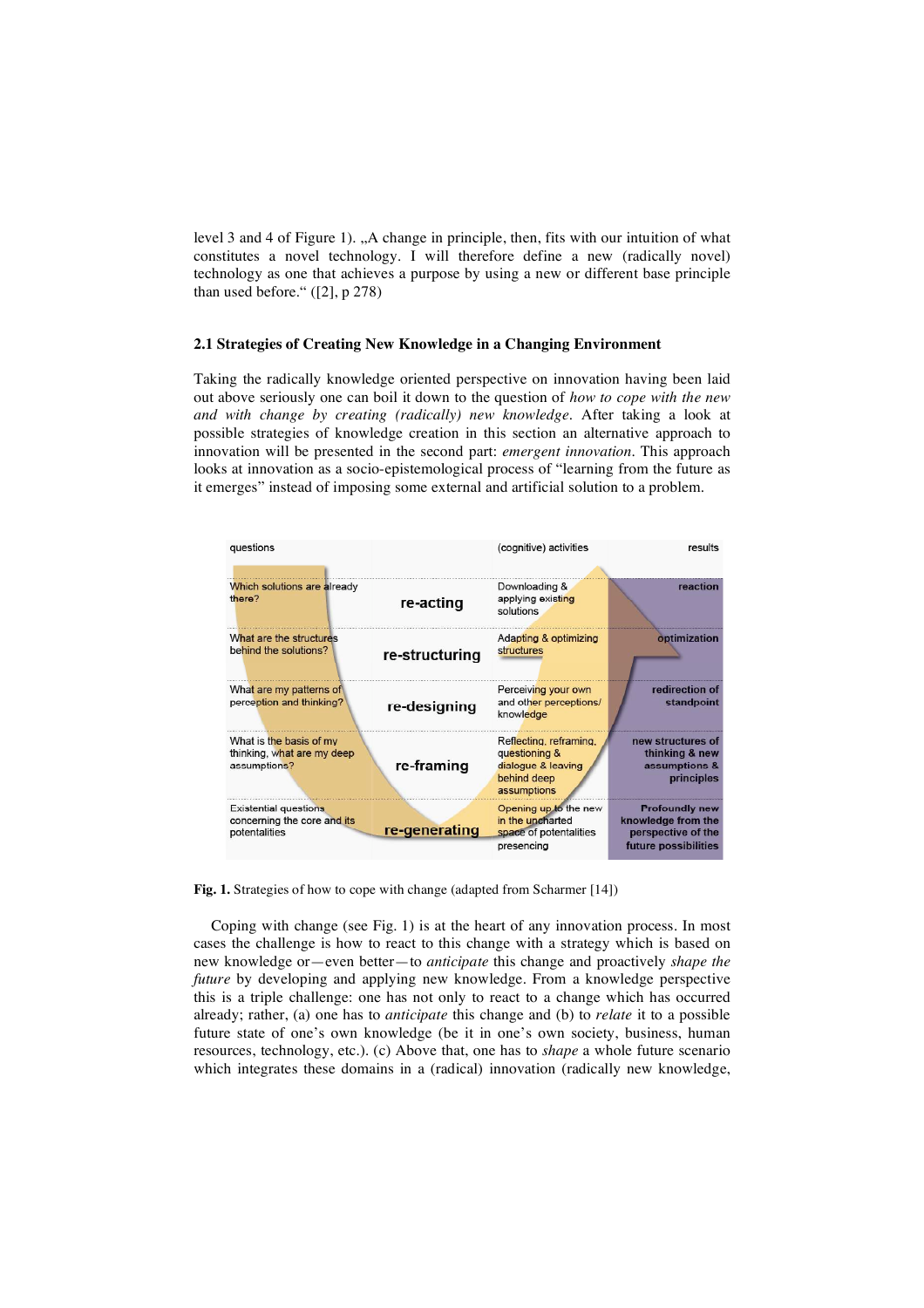level 3 and 4 of Figure 1). „A change in principle, then, fits with our intuition of what constitutes a novel technology. I will therefore define a new (radically novel) technology as one that achieves a purpose by using a new or different base principle than used before." ([2], p 278)

### 2.1 Strategies of Creating New Knowledge in a Changing Environment

Taking the radically knowledge oriented perspective on innovation having been laid out above seriously one can boil it down to the question of *how to cope with the new and with change by creating (radically) new knowledge*. After taking a look at possible strategies of knowledge creation in this section an alternative approach to innovation will be presented in the second part: *emergent innovation*. This approach looks at innovation as a socio-epistemological process of "learning from the future as it emerges" instead of imposing some external and artificial solution to a problem.

| questions | | (cognitive) activities | results |
|---|---|---|---|
| Which solutions are already there? | re-acting | Downloading & applying existing solutions | reaction |
| What are the structures behind the solutions? | re-structuring | Adapting & optimizing structures | optimization |
| What are my patterns of perception and thinking? | re-designing | Perceiving your own and other perceptions/ knowledge | redirection of standpoint |
| What is the basis of my thinking, what are my deep assumptions? | re-framing | Reflecting, reframing, questioning & dialogue & leaving behind deep assumptions | new structures of thinking & new assumptions & principles |
| Existential questions concerning the core and its potentialities | re-generating | Opening up to the new in the uncharted space of potentialities presencing | Profoundly new knowledge from the perspective of the future possibilities |

**Fig. 1.** Strategies of how to cope with change (adapted from Scharmer [14])

Coping with change (see Fig. 1) is at the heart of any innovation process. In most cases the challenge is how to react to this change with a strategy which is based on new knowledge or—even better—to *anticipate* this change and proactively *shape the future* by developing and applying new knowledge. From a knowledge perspective this is a triple challenge: one has not only to react to a change which has occurred already; rather, (a) one has to *anticipate* this change and (b) to *relate* it to a possible future state of one's own knowledge (be it in one's own society, business, human resources, technology, etc.). (c) Above that, one has to *shape* a whole future scenario which integrates these domains in a (radical) innovation (radically new knowledge,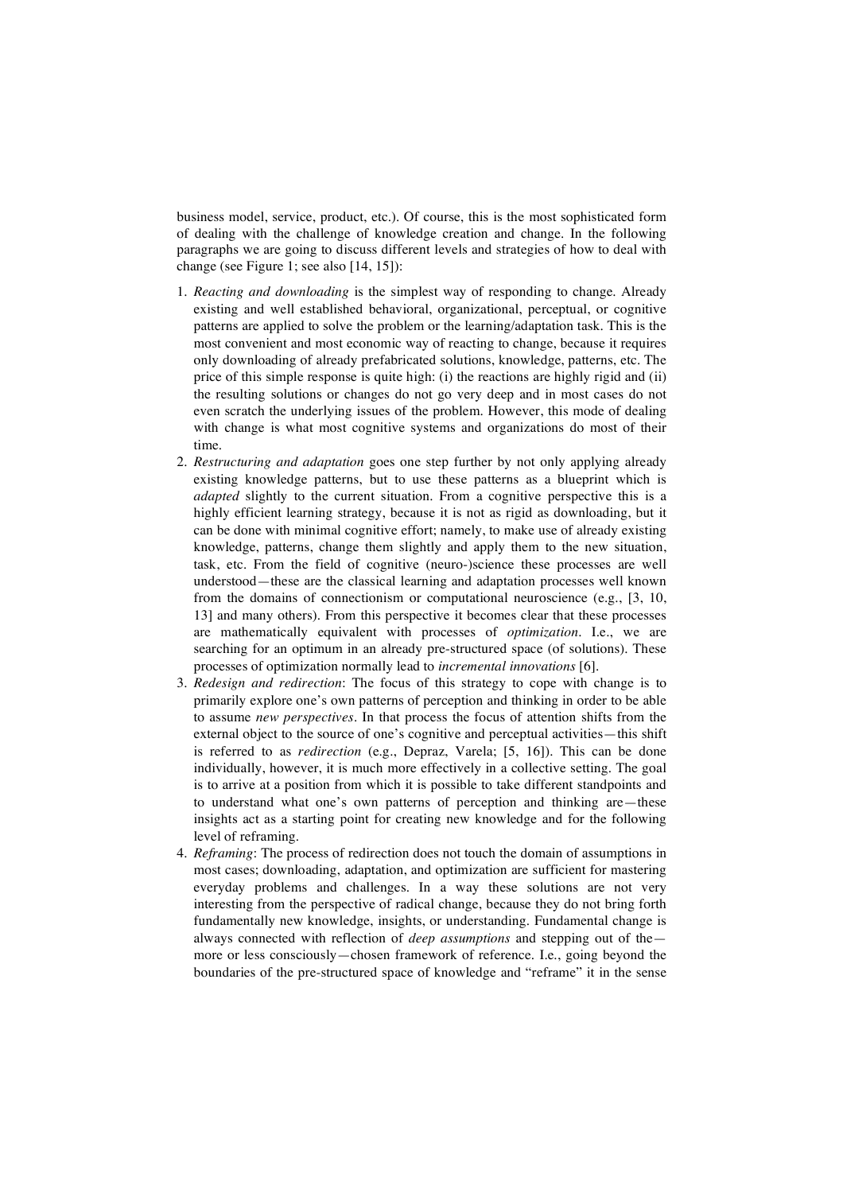business model, service, product, etc.). Of course, this is the most sophisticated form of dealing with the challenge of knowledge creation and change. In the following paragraphs we are going to discuss different levels and strategies of how to deal with change (see Figure 1; see also [14, 15]):

1. *Reacting and downloading* is the simplest way of responding to change. Already existing and well established behavioral, organizational, perceptual, or cognitive patterns are applied to solve the problem or the learning/adaptation task. This is the most convenient and most economic way of reacting to change, because it requires only downloading of already prefabricated solutions, knowledge, patterns, etc. The price of this simple response is quite high: (i) the reactions are highly rigid and (ii) the resulting solutions or changes do not go very deep and in most cases do not even scratch the underlying issues of the problem. However, this mode of dealing with change is what most cognitive systems and organizations do most of their time.
2. *Restructuring and adaptation* goes one step further by not only applying already existing knowledge patterns, but to use these patterns as a blueprint which is *adapted* slightly to the current situation. From a cognitive perspective this is a highly efficient learning strategy, because it is not as rigid as downloading, but it can be done with minimal cognitive effort; namely, to make use of already existing knowledge, patterns, change them slightly and apply them to the new situation, task, etc. From the field of cognitive (neuro-)science these processes are well understood—these are the classical learning and adaptation processes well known from the domains of connectionism or computational neuroscience (e.g., [3, 10, 13] and many others). From this perspective it becomes clear that these processes are mathematically equivalent with processes of *optimization*. I.e., we are searching for an optimum in an already pre-structured space (of solutions). These processes of optimization normally lead to *incremental innovations* [6].
3. *Redesign and redirection*: The focus of this strategy to cope with change is to primarily explore one's own patterns of perception and thinking in order to be able to assume *new perspectives*. In that process the focus of attention shifts from the external object to the source of one's cognitive and perceptual activities—this shift is referred to as *redirection* (e.g., Depraz, Varela; [5, 16]). This can be done individually, however, it is much more effectively in a collective setting. The goal is to arrive at a position from which it is possible to take different standpoints and to understand what one's own patterns of perception and thinking are—these insights act as a starting point for creating new knowledge and for the following level of reframing.
4. *Reframing*: The process of redirection does not touch the domain of assumptions in most cases; downloading, adaptation, and optimization are sufficient for mastering everyday problems and challenges. In a way these solutions are not very interesting from the perspective of radical change, because they do not bring forth fundamentally new knowledge, insights, or understanding. Fundamental change is always connected with reflection of *deep assumptions* and stepping out of the—more or less consciously—chosen framework of reference. I.e., going beyond the boundaries of the pre-structured space of knowledge and "reframe" it in the sense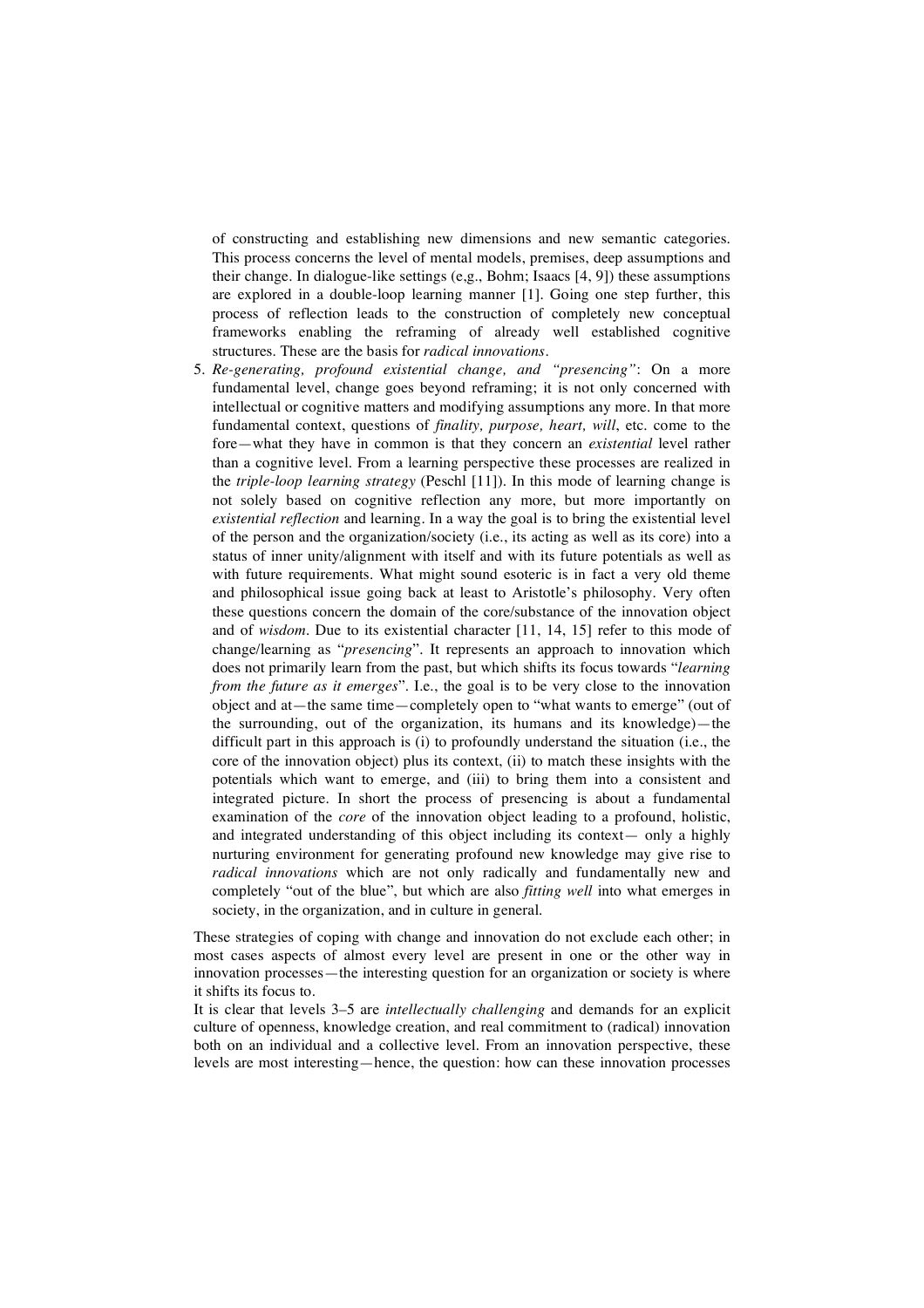of constructing and establishing new dimensions and new semantic categories. This process concerns the level of mental models, premises, deep assumptions and their change. In dialogue-like settings (e.g., Bohm; Isaacs [4, 9]) these assumptions are explored in a double-loop learning manner [1]. Going one step further, this process of reflection leads to the construction of completely new conceptual frameworks enabling the reframing of already well established cognitive structures. These are the basis for *radical innovations*.

5. *Re-generating, profound existential change, and "presencing"*: On a more fundamental level, change goes beyond reframing; it is not only concerned with intellectual or cognitive matters and modifying assumptions any more. In that more fundamental context, questions of *finality, purpose, heart, will*, etc. come to the fore—what they have in common is that they concern an *existential* level rather than a cognitive level. From a learning perspective these processes are realized in the *triple-loop learning strategy* (Peschl [11]). In this mode of learning change is not solely based on cognitive reflection any more, but more importantly on *existential reflection* and learning. In a way the goal is to bring the existential level of the person and the organization/society (i.e., its acting as well as its core) into a status of inner unity/alignment with itself and with its future potentials as well as with future requirements. What might sound esoteric is in fact a very old theme and philosophical issue going back at least to Aristotle's philosophy. Very often these questions concern the domain of the core/substance of the innovation object and of *wisdom*. Due to its existential character [11, 14, 15] refer to this mode of change/learning as "*presencing*". It represents an approach to innovation which does not primarily learn from the past, but which shifts its focus towards "*learning from the future as it emerges*". I.e., the goal is to be very close to the innovation object and at—the same time—completely open to "what wants to emerge" (out of the surrounding, out of the organization, its humans and its knowledge)—the difficult part in this approach is (i) to profoundly understand the situation (i.e., the core of the innovation object) plus its context, (ii) to match these insights with the potentials which want to emerge, and (iii) to bring them into a consistent and integrated picture. In short the process of presencing is about a fundamental examination of the *core* of the innovation object leading to a profound, holistic, and integrated understanding of this object including its context— only a highly nurturing environment for generating profound new knowledge may give rise to *radical innovations* which are not only radically and fundamentally new and completely "out of the blue", but which are also *fitting well* into what emerges in society, in the organization, and in culture in general.

These strategies of coping with change and innovation do not exclude each other; in most cases aspects of almost every level are present in one or the other way in innovation processes—the interesting question for an organization or society is where it shifts its focus to.

It is clear that levels 3–5 are *intellectually challenging* and demands for an explicit culture of openness, knowledge creation, and real commitment to (radical) innovation both on an individual and a collective level. From an innovation perspective, these levels are most interesting—hence, the question: how can these innovation processes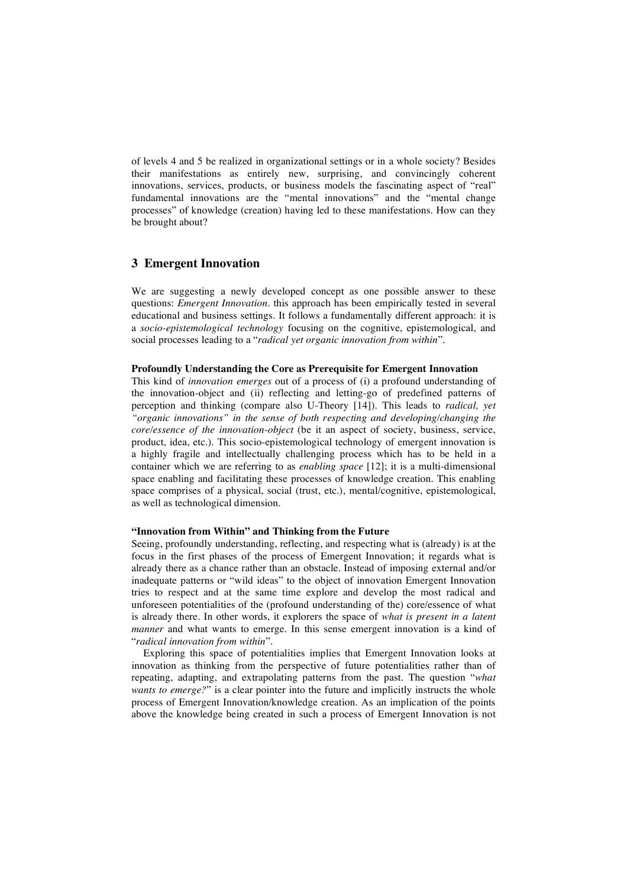of levels 4 and 5 be realized in organizational settings or in a whole society? Besides their manifestations as entirely new, surprising, and convincingly coherent innovations, services, products, or business models the fascinating aspect of "real" fundamental innovations are the "mental innovations" and the "mental change processes" of knowledge (creation) having led to these manifestations. How can they be brought about?

## 3 Emergent Innovation

We are suggesting a newly developed concept as one possible answer to these questions: *Emergent Innovation*. this approach has been empirically tested in several educational and business settings. It follows a fundamentally different approach: it is a *socio-epistemological technology* focusing on the cognitive, epistemological, and social processes leading to a "*radical yet organic innovation from within*".

**Profoundly Understanding the Core as Prerequisite for Emergent Innovation**

This kind of *innovation emerges* out of a process of (i) a profound understanding of the innovation-object and (ii) reflecting and letting-go of predefined patterns of perception and thinking (compare also U-Theory [14]). This leads to *radical, yet "organic innovations" in the sense of both respecting and developing/changing the core/essence of the innovation-object* (be it an aspect of society, business, service, product, idea, etc.). This socio-epistemological technology of emergent innovation is a highly fragile and intellectually challenging process which has to be held in a container which we are referring to as *enabling space* [12]; it is a multi-dimensional space enabling and facilitating these processes of knowledge creation. This enabling space comprises of a physical, social (trust, etc.), mental/cognitive, epistemological, as well as technological dimension.

**"Innovation from Within" and Thinking from the Future**

Seeing, profoundly understanding, reflecting, and respecting what is (already) is at the focus in the first phases of the process of Emergent Innovation; it regards what is already there as a chance rather than an obstacle. Instead of imposing external and/or inadequate patterns or "wild ideas" to the object of innovation Emergent Innovation tries to respect and at the same time explore and develop the most radical and unforeseen potentialities of the (profound understanding of the) core/essence of what is already there. In other words, it explorers the space of *what is present in a latent manner* and what wants to emerge. In this sense emergent innovation is a kind of "*radical innovation from within*".

Exploring this space of potentialities implies that Emergent Innovation looks at innovation as thinking from the perspective of future potentialities rather than of repeating, adapting, and extrapolating patterns from the past. The question "*what wants to emerge?*" is a clear pointer into the future and implicitly instructs the whole process of Emergent Innovation/knowledge creation. As an implication of the points above the knowledge being created in such a process of Emergent Innovation is not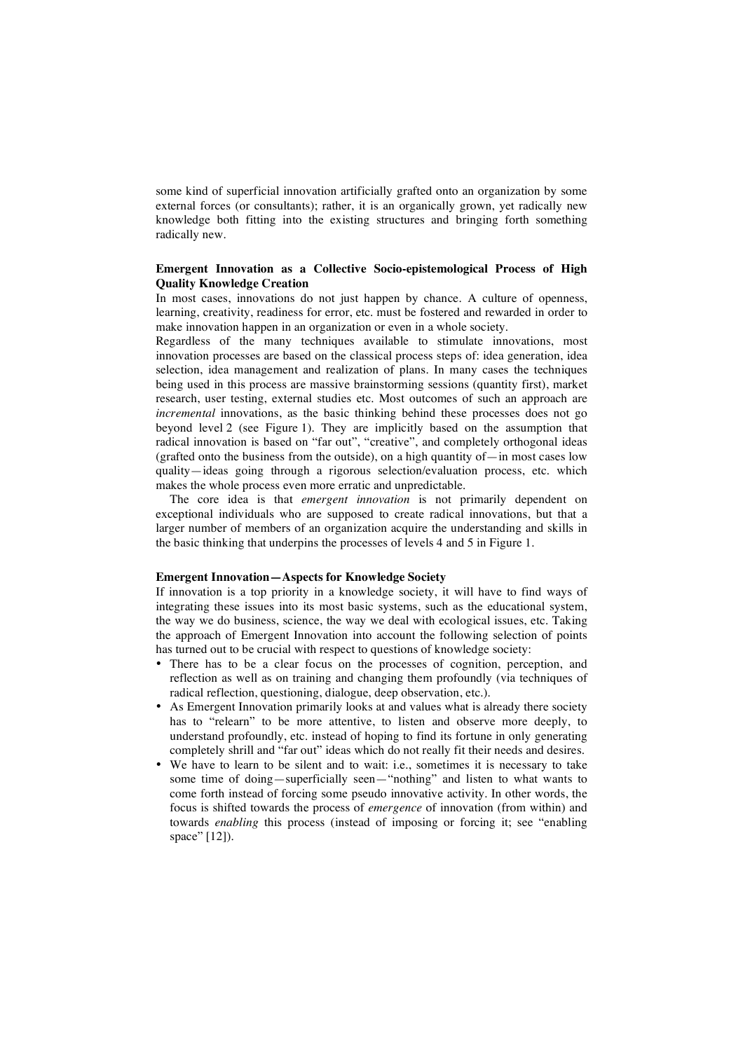some kind of superficial innovation artificially grafted onto an organization by some external forces (or consultants); rather, it is an organically grown, yet radically new knowledge both fitting into the existing structures and bringing forth something radically new.

**Emergent Innovation as a Collective Socio-epistemological Process of High Quality Knowledge Creation**

In most cases, innovations do not just happen by chance. A culture of openness, learning, creativity, readiness for error, etc. must be fostered and rewarded in order to make innovation happen in an organization or even in a whole society.

Regardless of the many techniques available to stimulate innovations, most innovation processes are based on the classical process steps of: idea generation, idea selection, idea management and realization of plans. In many cases the techniques being used in this process are massive brainstorming sessions (quantity first), market research, user testing, external studies etc. Most outcomes of such an approach are *incremental* innovations, as the basic thinking behind these processes does not go beyond level 2 (see Figure 1). They are implicitly based on the assumption that radical innovation is based on "far out", "creative", and completely orthogonal ideas (grafted onto the business from the outside), on a high quantity of—in most cases low quality—ideas going through a rigorous selection/evaluation process, etc. which makes the whole process even more erratic and unpredictable.

The core idea is that *emergent innovation* is not primarily dependent on exceptional individuals who are supposed to create radical innovations, but that a larger number of members of an organization acquire the understanding and skills in the basic thinking that underpins the processes of levels 4 and 5 in Figure 1.

**Emergent Innovation—Aspects for Knowledge Society**

If innovation is a top priority in a knowledge society, it will have to find ways of integrating these issues into its most basic systems, such as the educational system, the way we do business, science, the way we deal with ecological issues, etc. Taking the approach of Emergent Innovation into account the following selection of points has turned out to be crucial with respect to questions of knowledge society:

- There has to be a clear focus on the processes of cognition, perception, and reflection as well as on training and changing them profoundly (via techniques of radical reflection, questioning, dialogue, deep observation, etc.).
- As Emergent Innovation primarily looks at and values what is already there society has to "relearn" to be more attentive, to listen and observe more deeply, to understand profoundly, etc. instead of hoping to find its fortune in only generating completely shrill and "far out" ideas which do not really fit their needs and desires.
- We have to learn to be silent and to wait: i.e., sometimes it is necessary to take some time of doing—superficially seen—"nothing" and listen to what wants to come forth instead of forcing some pseudo innovative activity. In other words, the focus is shifted towards the process of *emergence* of innovation (from within) and towards *enabling* this process (instead of imposing or forcing it; see "enabling space" [12]).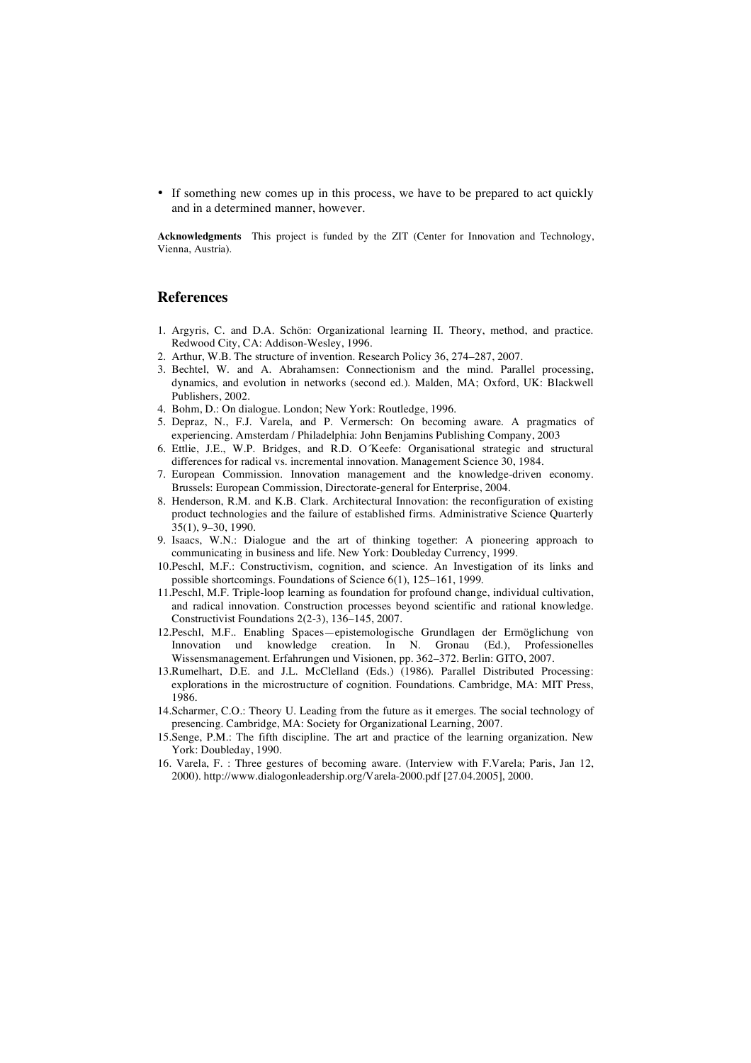- If something new comes up in this process, we have to be prepared to act quickly and in a determined manner, however.

**Acknowledgments** This project is funded by the ZIT (Center for Innovation and Technology, Vienna, Austria).

## References

1. Argyris, C. and D.A. Schön: Organizational learning II. Theory, method, and practice. Redwood City, CA: Addison-Wesley, 1996.
2. Arthur, W.B. The structure of invention. Research Policy 36, 274–287, 2007.
3. Bechtel, W. and A. Abrahamsen: Connectionism and the mind. Parallel processing, dynamics, and evolution in networks (second ed.). Malden, MA; Oxford, UK: Blackwell Publishers, 2002.
4. Bohm, D.: On dialogue. London; New York: Routledge, 1996.
5. Depraz, N., F.J. Varela, and P. Vermersch: On becoming aware. A pragmatics of experiencing. Amsterdam / Philadelphia: John Benjamins Publishing Company, 2003
6. Ettlie, J.E., W.P. Bridges, and R.D. O´Keefe: Organisational strategic and structural differences for radical vs. incremental innovation. Management Science 30, 1984.
7. European Commission. Innovation management and the knowledge-driven economy. Brussels: European Commission, Directorate-general for Enterprise, 2004.
8. Henderson, R.M. and K.B. Clark. Architectural Innovation: the reconfiguration of existing product technologies and the failure of established firms. Administrative Science Quarterly 35(1), 9–30, 1990.
9. Isaacs, W.N.: Dialogue and the art of thinking together: A pioneering approach to communicating in business and life. New York: Doubleday Currency, 1999.
10. Peschl, M.F.: Constructivism, cognition, and science. An Investigation of its links and possible shortcomings. Foundations of Science 6(1), 125–161, 1999.
11. Peschl, M.F. Triple-loop learning as foundation for profound change, individual cultivation, and radical innovation. Construction processes beyond scientific and rational knowledge. Constructivist Foundations 2(2-3), 136–145, 2007.
12. Peschl, M.F.. Enabling Spaces—epistemologische Grundlagen der Ermöglichung von Innovation und knowledge creation. In N. Gronau (Ed.), Professionelles Wissensmanagement. Erfahrungen und Visionen, pp. 362–372. Berlin: GITO, 2007.
13. Rumelhart, D.E. and J.L. McClelland (Eds.) (1986). Parallel Distributed Processing: explorations in the microstructure of cognition. Foundations. Cambridge, MA: MIT Press, 1986.
14. Scharmer, C.O.: Theory U. Leading from the future as it emerges. The social technology of presencing. Cambridge, MA: Society for Organizational Learning, 2007.
15. Senge, P.M.: The fifth discipline. The art and practice of the learning organization. New York: Doubleday, 1990.
16. Varela, F. : Three gestures of becoming aware. (Interview with F.Varela; Paris, Jan 12, 2000). http://www.dialogonleadership.org/Varela-2000.pdf [27.04.2005], 2000.